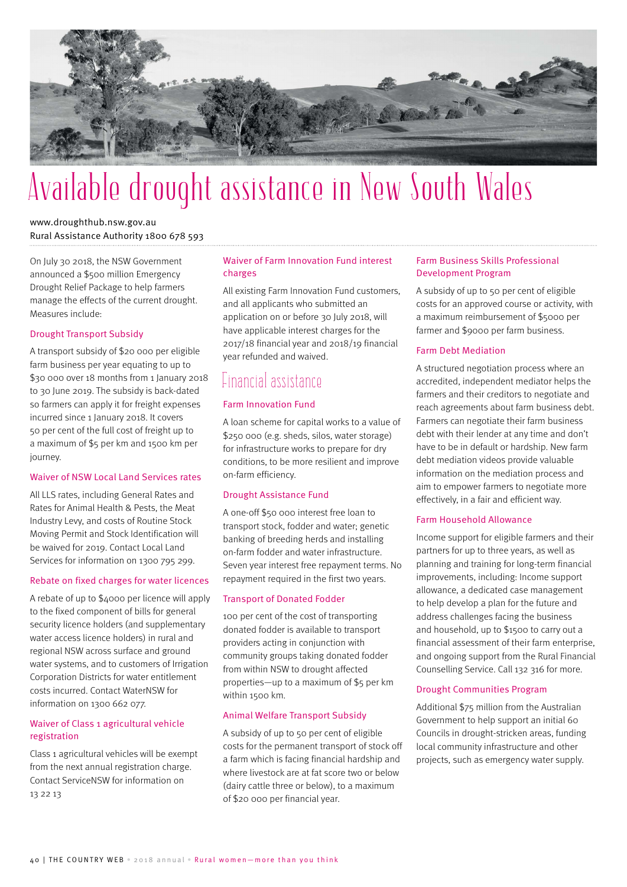# Available drought assistance in New South Wales

www.droughthub.nsw.gov.au
Rural Assistance Authority 1800 678 593

On July 30 2018, the NSW Government announced a $500 million Emergency Drought Relief Package to help farmers manage the effects of the current drought. Measures include:

### Drought Transport Subsidy

A transport subsidy of $20 000 per eligible farm business per year equating to up to $30 000 over 18 months from 1 January 2018 to 30 June 2019. The subsidy is back-dated so farmers can apply it for freight expenses incurred since 1 January 2018. It covers 50 per cent of the full cost of freight up to a maximum of $5 per km and 1500 km per journey.

### Waiver of NSW Local Land Services rates

All LLS rates, including General Rates and Rates for Animal Health & Pests, the Meat Industry Levy, and costs of Routine Stock Moving Permit and Stock Identification will be waived for 2019. Contact Local Land Services for information on 1300 795 299.

### Rebate on fixed charges for water licences

A rebate of up to $4000 per licence will apply to the fixed component of bills for general security licence holders (and supplementary water access licence holders) in rural and regional NSW across surface and ground water systems, and to customers of Irrigation Corporation Districts for water entitlement costs incurred. Contact WaterNSW for information on 1300 662 077.

### Waiver of Class 1 agricultural vehicle registration

Class 1 agricultural vehicles will be exempt from the next annual registration charge. Contact ServiceNSW for information on 13 22 13

### Waiver of Farm Innovation Fund interest charges

All existing Farm Innovation Fund customers, and all applicants who submitted an application on or before 30 July 2018, will have applicable interest charges for the 2017/18 financial year and 2018/19 financial year refunded and waived.

## Financial assistance

### Farm Innovation Fund

A loan scheme for capital works to a value of $250 000 (e.g. sheds, silos, water storage) for infrastructure works to prepare for dry conditions, to be more resilient and improve on-farm efficiency.

### Drought Assistance Fund

A one-off $50 000 interest free loan to transport stock, fodder and water; genetic banking of breeding herds and installing on-farm fodder and water infrastructure. Seven year interest free repayment terms. No repayment required in the first two years.

### Transport of Donated Fodder

100 per cent of the cost of transporting donated fodder is available to transport providers acting in conjunction with community groups taking donated fodder from within NSW to drought affected properties—up to a maximum of $5 per km within 1500 km.

### Animal Welfare Transport Subsidy

A subsidy of up to 50 per cent of eligible costs for the permanent transport of stock off a farm which is facing financial hardship and where livestock are at fat score two or below (dairy cattle three or below), to a maximum of $20 000 per financial year.

### Farm Business Skills Professional Development Program

A subsidy of up to 50 per cent of eligible costs for an approved course or activity, with a maximum reimbursement of $5000 per farmer and $9000 per farm business.

### Farm Debt Mediation

A structured negotiation process where an accredited, independent mediator helps the farmers and their creditors to negotiate and reach agreements about farm business debt. Farmers can negotiate their farm business debt with their lender at any time and don't have to be in default or hardship. New farm debt mediation videos provide valuable information on the mediation process and aim to empower farmers to negotiate more effectively, in a fair and efficient way.

### Farm Household Allowance

Income support for eligible farmers and their partners for up to three years, as well as planning and training for long-term financial improvements, including: Income support allowance, a dedicated case management to help develop a plan for the future and address challenges facing the business and household, up to $1500 to carry out a financial assessment of their farm enterprise, and ongoing support from the Rural Financial Counselling Service. Call 132 316 for more.

### Drought Communities Program

Additional $75 million from the Australian Government to help support an initial 60 Councils in drought-stricken areas, funding local community infrastructure and other projects, such as emergency water supply.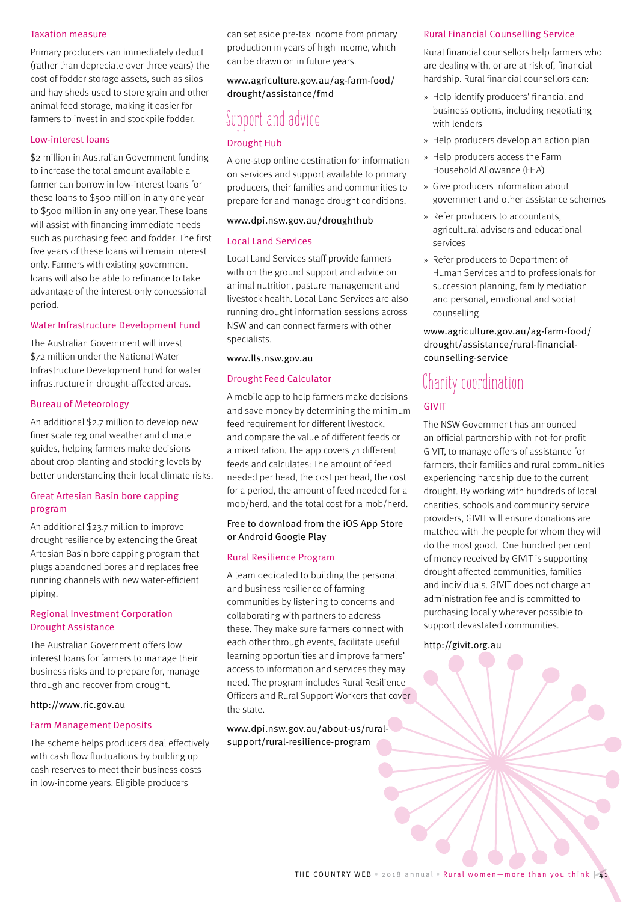### Taxation measure

Primary producers can immediately deduct (rather than depreciate over three years) the cost of fodder storage assets, such as silos and hay sheds used to store grain and other animal feed storage, making it easier for farmers to invest in and stockpile fodder.

### Low-interest loans

$2 million in Australian Government funding to increase the total amount available a farmer can borrow in low-interest loans for these loans to $500 million in any one year to $500 million in any one year. These loans will assist with financing immediate needs such as purchasing feed and fodder. The first five years of these loans will remain interest only. Farmers with existing government loans will also be able to refinance to take advantage of the interest-only concessional period.

### Water Infrastructure Development Fund

The Australian Government will invest $72 million under the National Water Infrastructure Development Fund for water infrastructure in drought-affected areas.

### Bureau of Meteorology

An additional $2.7 million to develop new finer scale regional weather and climate guides, helping farmers make decisions about crop planting and stocking levels by better understanding their local climate risks.

### Great Artesian Basin bore capping program

An additional $23.7 million to improve drought resilience by extending the Great Artesian Basin bore capping program that plugs abandoned bores and replaces free running channels with new water-efficient piping.

### Regional Investment Corporation Drought Assistance

The Australian Government offers low interest loans for farmers to manage their business risks and to prepare for, manage through and recover from drought.

http://www.ric.gov.au

### Farm Management Deposits

The scheme helps producers deal effectively with cash flow fluctuations by building up cash reserves to meet their business costs in low-income years. Eligible producers can set aside pre-tax income from primary production in years of high income, which can be drawn on in future years.

www.agriculture.gov.au/ag-farm-food/drought/assistance/fmd

## Support and advice

### Drought Hub

A one-stop online destination for information on services and support available to primary producers, their families and communities to prepare for and manage drought conditions.

www.dpi.nsw.gov.au/droughthub

### Local Land Services

Local Land Services staff provide farmers with on the ground support and advice on animal nutrition, pasture management and livestock health. Local Land Services are also running drought information sessions across NSW and can connect farmers with other specialists.

www.lls.nsw.gov.au

### Drought Feed Calculator

A mobile app to help farmers make decisions and save money by determining the minimum feed requirement for different livestock, and compare the value of different feeds or a mixed ration. The app covers 71 different feeds and calculates: The amount of feed needed per head, the cost per head, the cost for a period, the amount of feed needed for a mob/herd, and the total cost for a mob/herd.

Free to download from the iOS App Store or Android Google Play

### Rural Resilience Program

A team dedicated to building the personal and business resilience of farming communities by listening to concerns and collaborating with partners to address these. They make sure farmers connect with each other through events, facilitate useful learning opportunities and improve farmers' access to information and services they may need. The program includes Rural Resilience Officers and Rural Support Workers that cover the state.

www.dpi.nsw.gov.au/about-us/rural-support/rural-resilience-program

### Rural Financial Counselling Service

Rural financial counsellors help farmers who are dealing with, or are at risk of, financial hardship. Rural financial counsellors can:

- Help identify producers' financial and business options, including negotiating with lenders
- Help producers develop an action plan
- Help producers access the Farm Household Allowance (FHA)
- Give producers information about government and other assistance schemes
- Refer producers to accountants, agricultural advisers and educational services
- Refer producers to Department of Human Services and to professionals for succession planning, family mediation and personal, emotional and social counselling.

www.agriculture.gov.au/ag-farm-food/drought/assistance/rural-financial-counselling-service

## Charity coordination

### GIVIT

The NSW Government has announced an official partnership with not-for-profit GIVIT, to manage offers of assistance for farmers, their families and rural communities experiencing hardship due to the current drought. By working with hundreds of local charities, schools and community service providers, GIVIT will ensure donations are matched with the people for whom they will do the most good. One hundred per cent of money received by GIVIT is supporting drought affected communities, families and individuals. GIVIT does not charge an administration fee and is committed to purchasing locally wherever possible to support devastated communities.

http://givit.org.au